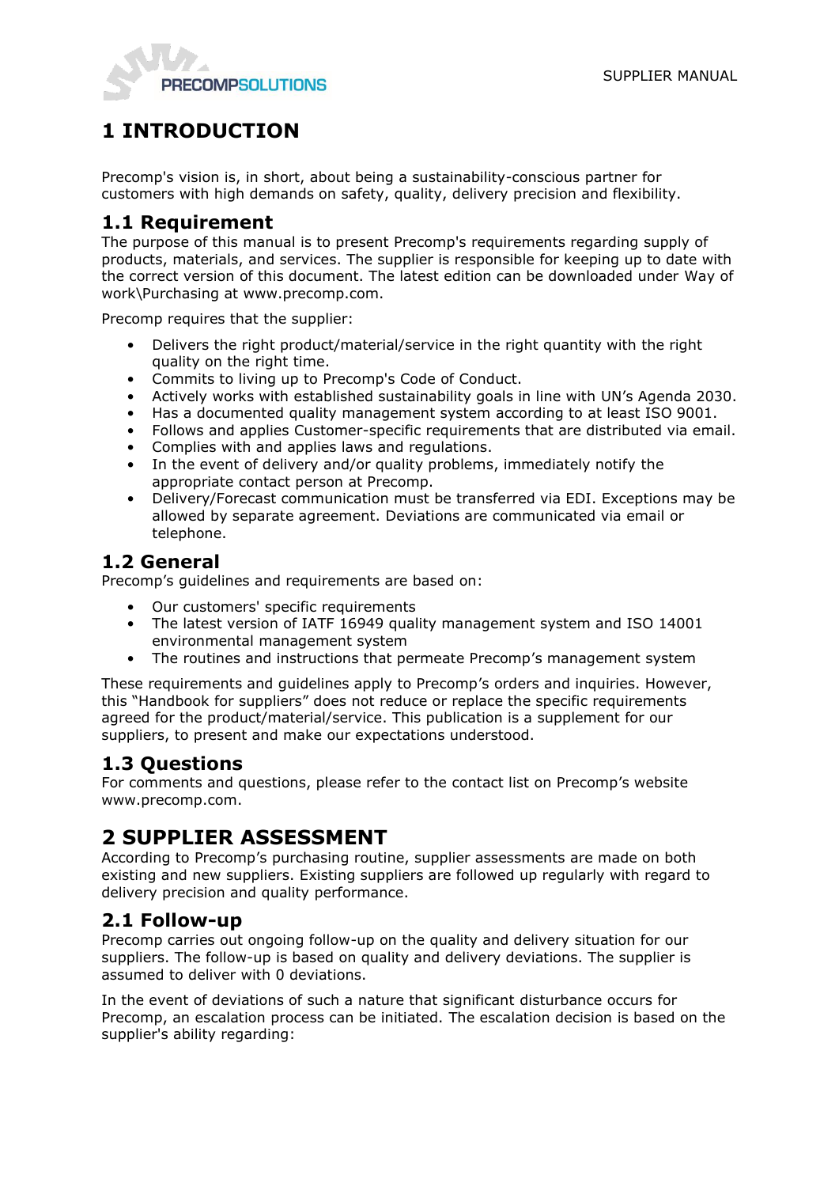# 1 INTRODUCTION

Precomp's vision is, in short, about being a sustainability-conscious partner for customers with high demands on safety, quality, delivery precision and flexibility.

## 1.1 Requirement

The purpose of this manual is to present Precomp's requirements regarding supply of products, materials, and services. The supplier is responsible for keeping up to date with the correct version of this document. The latest edition can be downloaded under Way of work\Purchasing at www.precomp.com.

Precomp requires that the supplier:

- Delivers the right product/material/service in the right quantity with the right quality on the right time.
- Commits to living up to Precomp's Code of Conduct.
- Actively works with established sustainability goals in line with UN's Agenda 2030.
- Has a documented quality management system according to at least ISO 9001.
- Follows and applies Customer-specific requirements that are distributed via email.
- Complies with and applies laws and regulations.
- In the event of delivery and/or quality problems, immediately notify the appropriate contact person at Precomp.
- Delivery/Forecast communication must be transferred via EDI. Exceptions may be allowed by separate agreement. Deviations are communicated via email or telephone.

## 1.2 General

Precomp's guidelines and requirements are based on:

- Our customers' specific requirements
- The latest version of IATF 16949 quality management system and ISO 14001 environmental management system
- The routines and instructions that permeate Precomp's management system

These requirements and guidelines apply to Precomp's orders and inquiries. However, this "Handbook for suppliers" does not reduce or replace the specific requirements agreed for the product/material/service. This publication is a supplement for our suppliers, to present and make our expectations understood.

## 1.3 Questions

For comments and questions, please refer to the contact list on Precomp's website www.precomp.com.

# 2 SUPPLIER ASSESSMENT

According to Precomp's purchasing routine, supplier assessments are made on both existing and new suppliers. Existing suppliers are followed up regularly with regard to delivery precision and quality performance.

## 2.1 Follow-up

Precomp carries out ongoing follow-up on the quality and delivery situation for our suppliers. The follow-up is based on quality and delivery deviations. The supplier is assumed to deliver with 0 deviations.

In the event of deviations of such a nature that significant disturbance occurs for Precomp, an escalation process can be initiated. The escalation decision is based on the supplier's ability regarding: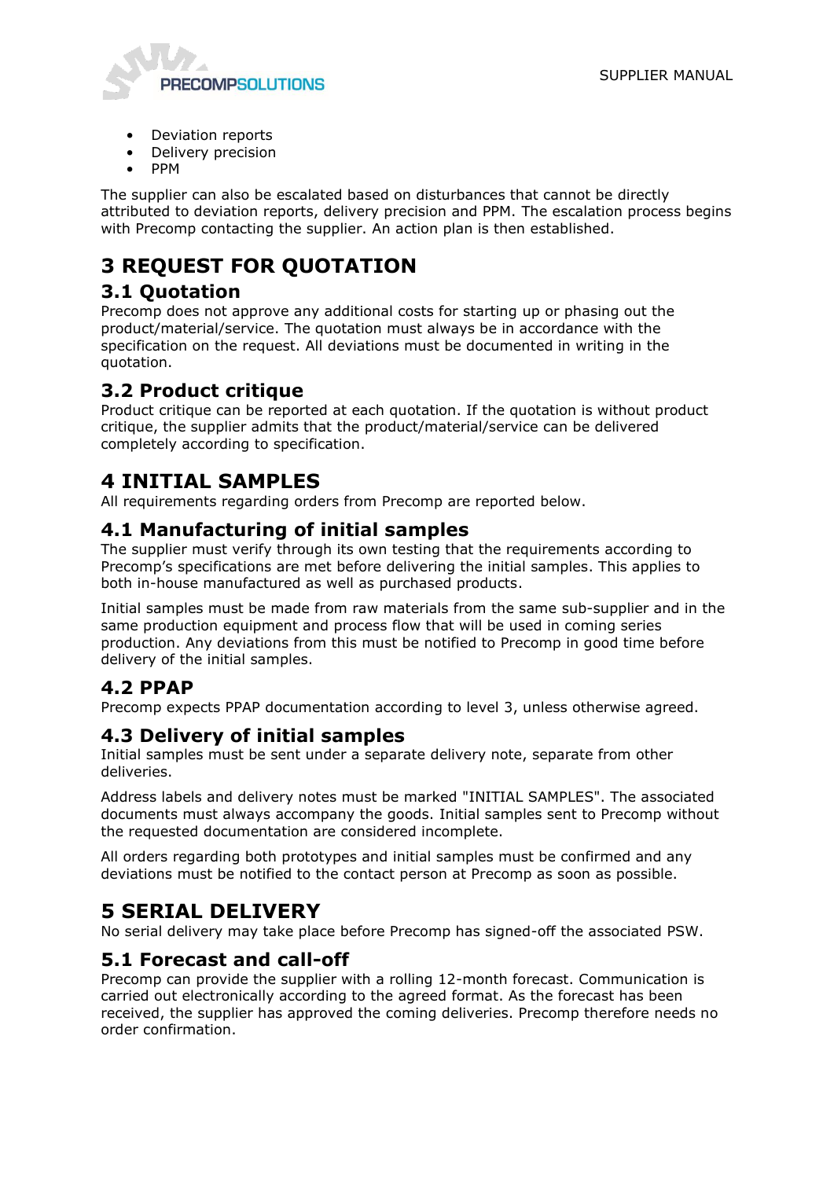- Deviation reports
- Delivery precision
- PPM

The supplier can also be escalated based on disturbances that cannot be directly attributed to deviation reports, delivery precision and PPM. The escalation process begins with Precomp contacting the supplier. An action plan is then established.

# 3 REQUEST FOR QUOTATION

## 3.1 Quotation

Precomp does not approve any additional costs for starting up or phasing out the product/material/service. The quotation must always be in accordance with the specification on the request. All deviations must be documented in writing in the quotation.

## 3.2 Product critique

Product critique can be reported at each quotation. If the quotation is without product critique, the supplier admits that the product/material/service can be delivered completely according to specification.

# 4 INITIAL SAMPLES

All requirements regarding orders from Precomp are reported below.

## 4.1 Manufacturing of initial samples

The supplier must verify through its own testing that the requirements according to Precomp's specifications are met before delivering the initial samples. This applies to both in-house manufactured as well as purchased products.

Initial samples must be made from raw materials from the same sub-supplier and in the same production equipment and process flow that will be used in coming series production. Any deviations from this must be notified to Precomp in good time before delivery of the initial samples.

## 4.2 PPAP

Precomp expects PPAP documentation according to level 3, unless otherwise agreed.

## 4.3 Delivery of initial samples

Initial samples must be sent under a separate delivery note, separate from other deliveries.

Address labels and delivery notes must be marked "INITIAL SAMPLES". The associated documents must always accompany the goods. Initial samples sent to Precomp without the requested documentation are considered incomplete.

All orders regarding both prototypes and initial samples must be confirmed and any deviations must be notified to the contact person at Precomp as soon as possible.

# 5 SERIAL DELIVERY

No serial delivery may take place before Precomp has signed-off the associated PSW.

## 5.1 Forecast and call-off

Precomp can provide the supplier with a rolling 12-month forecast. Communication is carried out electronically according to the agreed format. As the forecast has been received, the supplier has approved the coming deliveries. Precomp therefore needs no order confirmation.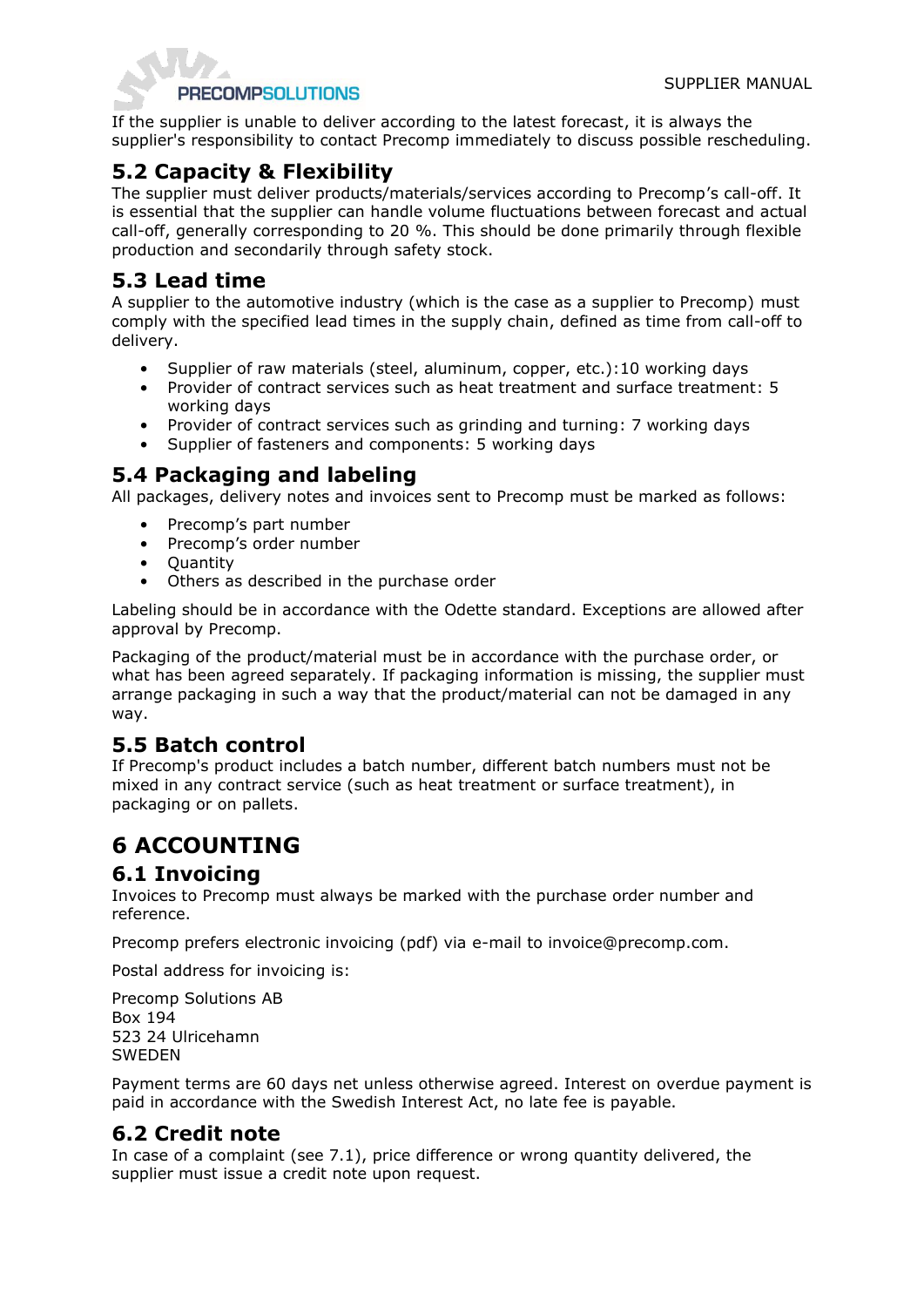If the supplier is unable to deliver according to the latest forecast, it is always the supplier's responsibility to contact Precomp immediately to discuss possible rescheduling.

## 5.2 Capacity & Flexibility

The supplier must deliver products/materials/services according to Precomp's call-off. It is essential that the supplier can handle volume fluctuations between forecast and actual call-off, generally corresponding to 20 %. This should be done primarily through flexible production and secondarily through safety stock.

## 5.3 Lead time

A supplier to the automotive industry (which is the case as a supplier to Precomp) must comply with the specified lead times in the supply chain, defined as time from call-off to delivery.

- Supplier of raw materials (steel, aluminum, copper, etc.):10 working days
- Provider of contract services such as heat treatment and surface treatment: 5 working days
- Provider of contract services such as grinding and turning: 7 working days
- Supplier of fasteners and components: 5 working days

## 5.4 Packaging and labeling

All packages, delivery notes and invoices sent to Precomp must be marked as follows:

- Precomp's part number
- Precomp's order number
- Quantity
- Others as described in the purchase order

Labeling should be in accordance with the Odette standard. Exceptions are allowed after approval by Precomp.

Packaging of the product/material must be in accordance with the purchase order, or what has been agreed separately. If packaging information is missing, the supplier must arrange packaging in such a way that the product/material can not be damaged in any way.

## 5.5 Batch control

If Precomp's product includes a batch number, different batch numbers must not be mixed in any contract service (such as heat treatment or surface treatment), in packaging or on pallets.

# 6 ACCOUNTING

## 6.1 Invoicing

Invoices to Precomp must always be marked with the purchase order number and reference.

Precomp prefers electronic invoicing (pdf) via e-mail to invoice@precomp.com.

Postal address for invoicing is:

Precomp Solutions AB
Box 194
523 24 Ulricehamn
SWEDEN

Payment terms are 60 days net unless otherwise agreed. Interest on overdue payment is paid in accordance with the Swedish Interest Act, no late fee is payable.

## 6.2 Credit note

In case of a complaint (see 7.1), price difference or wrong quantity delivered, the supplier must issue a credit note upon request.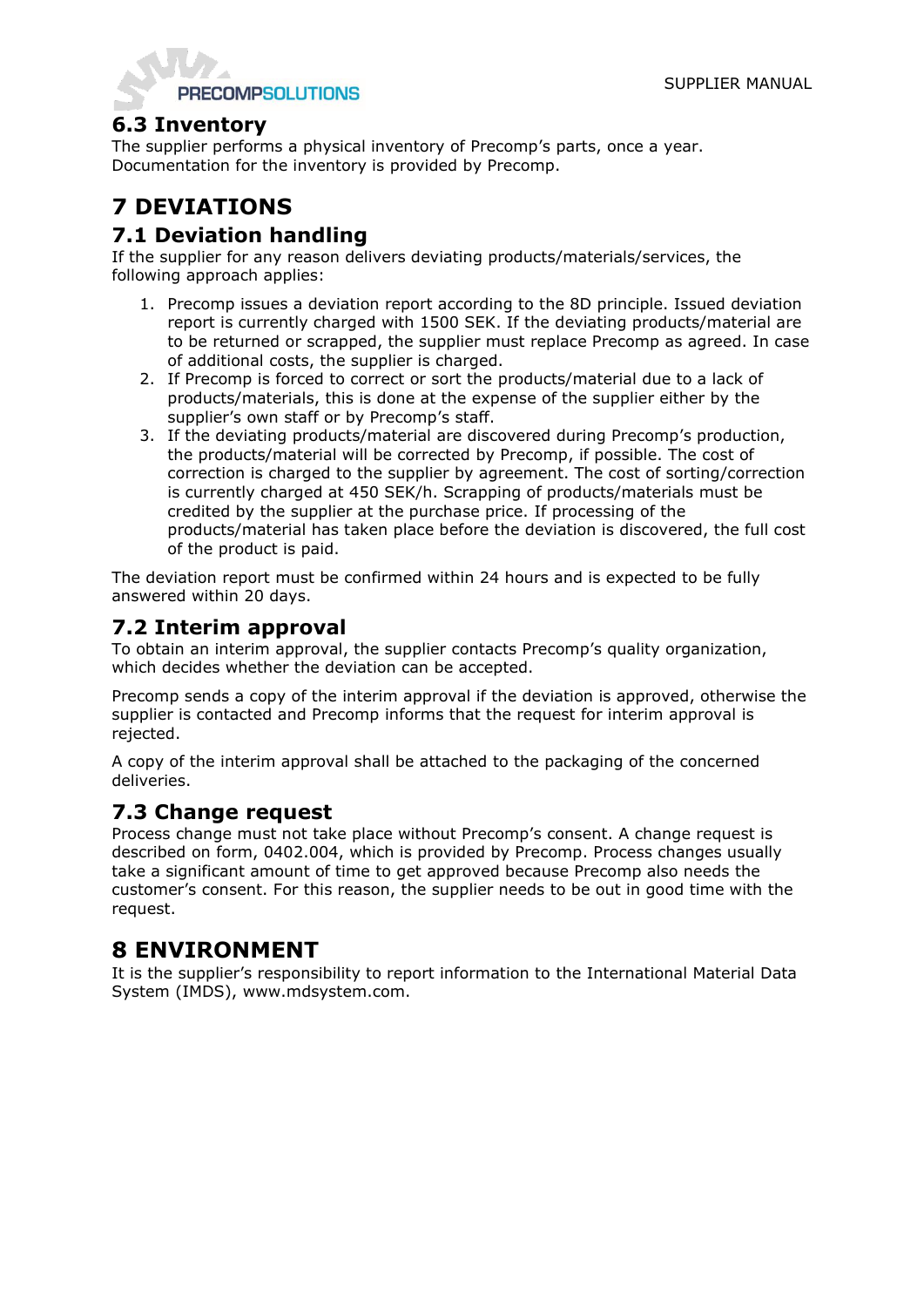## 6.3 Inventory

The supplier performs a physical inventory of Precomp's parts, once a year. Documentation for the inventory is provided by Precomp.

# 7 DEVIATIONS

## 7.1 Deviation handling

If the supplier for any reason delivers deviating products/materials/services, the following approach applies:

1. Precomp issues a deviation report according to the 8D principle. Issued deviation report is currently charged with 1500 SEK. If the deviating products/material are to be returned or scrapped, the supplier must replace Precomp as agreed. In case of additional costs, the supplier is charged.
2. If Precomp is forced to correct or sort the products/material due to a lack of products/materials, this is done at the expense of the supplier either by the supplier's own staff or by Precomp's staff.
3. If the deviating products/material are discovered during Precomp's production, the products/material will be corrected by Precomp, if possible. The cost of correction is charged to the supplier by agreement. The cost of sorting/correction is currently charged at 450 SEK/h. Scrapping of products/materials must be credited by the supplier at the purchase price. If processing of the products/material has taken place before the deviation is discovered, the full cost of the product is paid.

The deviation report must be confirmed within 24 hours and is expected to be fully answered within 20 days.

## 7.2 Interim approval

To obtain an interim approval, the supplier contacts Precomp's quality organization, which decides whether the deviation can be accepted.

Precomp sends a copy of the interim approval if the deviation is approved, otherwise the supplier is contacted and Precomp informs that the request for interim approval is rejected.

A copy of the interim approval shall be attached to the packaging of the concerned deliveries.

## 7.3 Change request

Process change must not take place without Precomp's consent. A change request is described on form, 0402.004, which is provided by Precomp. Process changes usually take a significant amount of time to get approved because Precomp also needs the customer's consent. For this reason, the supplier needs to be out in good time with the request.

# 8 ENVIRONMENT

It is the supplier's responsibility to report information to the International Material Data System (IMDS), www.mdsystem.com.